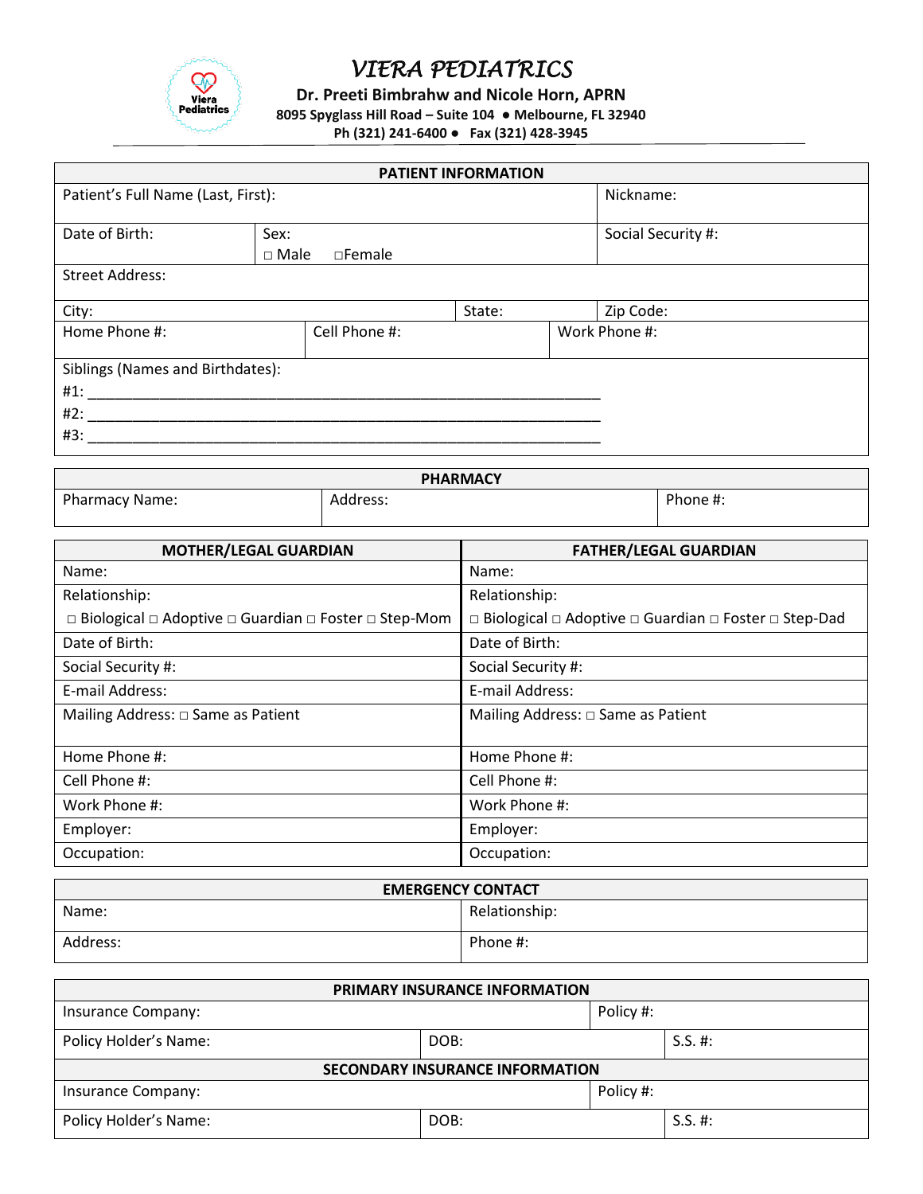# VIERA PEDIATRICS

**Dr. Preeti Bimbrahw and Nicole Horn, APRN**
**8095 Spyglass Hill Road – Suite 104 ● Melbourne, FL 32940**
**Ph (321) 241-6400 ● Fax (321) 428-3945**

| PATIENT INFORMATION | | | |
|---|---|---|---|
| Patient's Full Name (Last, First): | | | Nickname: |
| Date of Birth: | Sex: □ Male □Female | | Social Security #: |
| Street Address: | | | |
| City: | | State: | Zip Code: |
| Home Phone #: | Cell Phone #: | Work Phone #: | |

Siblings (Names and Birthdates):
#1: ____________________________________________________________
#2: ____________________________________________________________
#3: ____________________________________________________________

| PHARMACY | | |
|---|---|---|
| Pharmacy Name: | Address: | Phone #: |

| MOTHER/LEGAL GUARDIAN | FATHER/LEGAL GUARDIAN |
|---|---|
| Name: | Name: |
| Relationship: □ Biological □ Adoptive □ Guardian □ Foster □ Step-Mom | Relationship: □ Biological □ Adoptive □ Guardian □ Foster □ Step-Dad |
| Date of Birth: | Date of Birth: |
| Social Security #: | Social Security #: |
| E-mail Address: | E-mail Address: |
| Mailing Address: □ Same as Patient | Mailing Address: □ Same as Patient |
| Home Phone #: | Home Phone #: |
| Cell Phone #: | Cell Phone #: |
| Work Phone #: | Work Phone #: |
| Employer: | Employer: |
| Occupation: | Occupation: |

| EMERGENCY CONTACT | |
|---|---|
| Name: | Relationship: |
| Address: | Phone #: |

| PRIMARY INSURANCE INFORMATION | | |
|---|---|---|
| Insurance Company: | | Policy #: |
| Policy Holder's Name: | DOB: | S.S. #: |
| **SECONDARY INSURANCE INFORMATION** | | |
| Insurance Company: | | Policy #: |
| Policy Holder's Name: | DOB: | S.S. #: |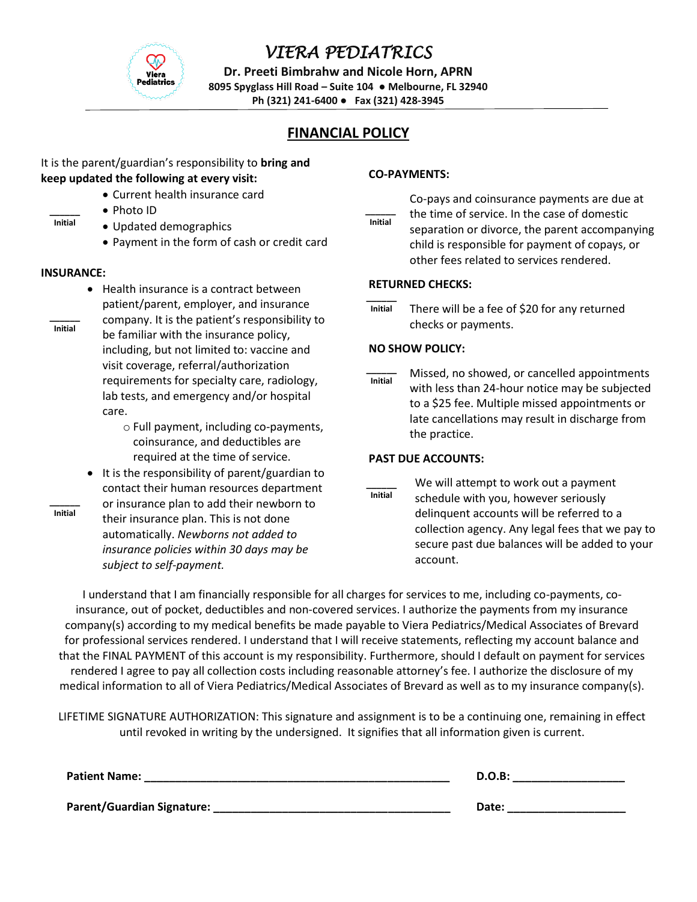# VIERA PEDIATRICS

**Dr. Preeti Bimbrahw and Nicole Horn, APRN**
**8095 Spyglass Hill Road – Suite 104 ● Melbourne, FL 32940**
**Ph (321) 241-6400 ● Fax (321) 428-3945**

## FINANCIAL POLICY

It is the parent/guardian's responsibility to **bring and keep updated the following at every visit:**

_____ Initial

- Current health insurance card
- Photo ID
- Updated demographics
- Payment in the form of cash or credit card

**INSURANCE:**

_____ Initial

- Health insurance is a contract between patient/parent, employer, and insurance company. It is the patient's responsibility to be familiar with the insurance policy, including, but not limited to: vaccine and visit coverage, referral/authorization requirements for specialty care, radiology, lab tests, and emergency and/or hospital care.
    - Full payment, including co-payments, coinsurance, and deductibles are required at the time of service.

_____ Initial

- It is the responsibility of parent/guardian to contact their human resources department or insurance plan to add their newborn to their insurance plan. This is not done automatically. *Newborns not added to insurance policies within 30 days may be subject to self-payment.*

**CO-PAYMENTS:**

_____ Initial

Co-pays and coinsurance payments are due at the time of service. In the case of domestic separation or divorce, the parent accompanying child is responsible for payment of copays, or other fees related to services rendered.

**RETURNED CHECKS:**

_____ Initial

There will be a fee of $20 for any returned checks or payments.

**NO SHOW POLICY:**

_____ Initial

Missed, no showed, or cancelled appointments with less than 24-hour notice may be subjected to a $25 fee. Multiple missed appointments or late cancellations may result in discharge from the practice.

**PAST DUE ACCOUNTS:**

_____ Initial

We will attempt to work out a payment schedule with you, however seriously delinquent accounts will be referred to a collection agency. Any legal fees that we pay to secure past due balances will be added to your account.

I understand that I am financially responsible for all charges for services to me, including co-payments, co-insurance, out of pocket, deductibles and non-covered services. I authorize the payments from my insurance company(s) according to my medical benefits be made payable to Viera Pediatrics/Medical Associates of Brevard for professional services rendered. I understand that I will receive statements, reflecting my account balance and that the FINAL PAYMENT of this account is my responsibility. Furthermore, should I default on payment for services rendered I agree to pay all collection costs including reasonable attorney's fee. I authorize the disclosure of my medical information to all of Viera Pediatrics/Medical Associates of Brevard as well as to my insurance company(s).

LIFETIME SIGNATURE AUTHORIZATION: This signature and assignment is to be a continuing one, remaining in effect until revoked in writing by the undersigned. It signifies that all information given is current.

**Patient Name:** _______________________________________________ **D.O.B:** _________________

**Parent/Guardian Signature:** ____________________________________ **Date:** __________________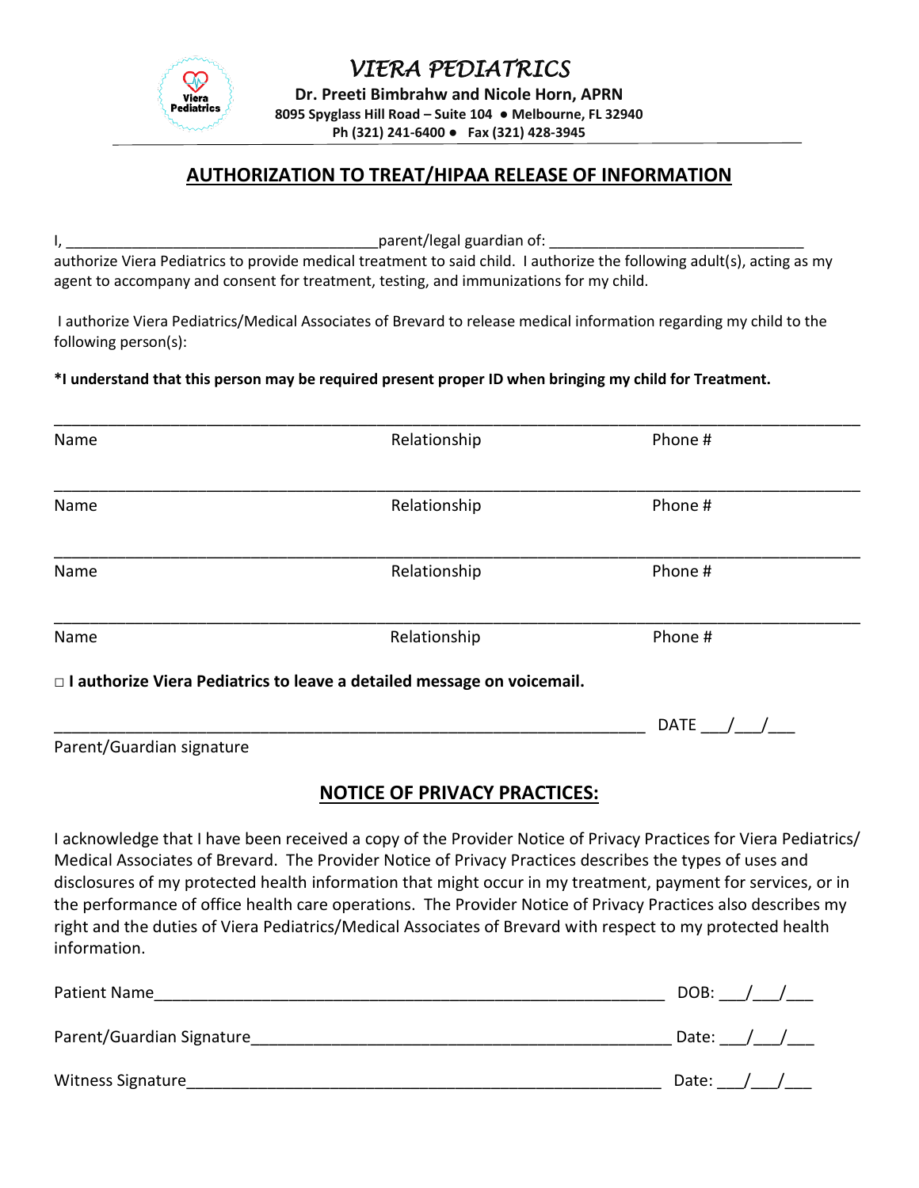# VIERA PEDIATRICS

**Dr. Preeti Bimbrahw and Nicole Horn, APRN**
**8095 Spyglass Hill Road – Suite 104 ● Melbourne, FL 32940**
**Ph (321) 241-6400 ● Fax (321) 428-3945**

## AUTHORIZATION TO TREAT/HIPAA RELEASE OF INFORMATION

I, ______________________________________parent/legal guardian of: _______________________________ authorize Viera Pediatrics to provide medical treatment to said child. I authorize the following adult(s), acting as my agent to accompany and consent for treatment, testing, and immunizations for my child.

I authorize Viera Pediatrics/Medical Associates of Brevard to release medical information regarding my child to the following person(s):

**\*I understand that this person may be required present proper ID when bringing my child for Treatment.**

| Name | Relationship | Phone # |
|---|---|---|
| | | |
| | | |
| | | |
| | | |

□ **I authorize Viera Pediatrics to leave a detailed message on voicemail.**

_____________________________________________________________________ DATE ___/___/___
Parent/Guardian signature

## NOTICE OF PRIVACY PRACTICES:

I acknowledge that I have been received a copy of the Provider Notice of Privacy Practices for Viera Pediatrics/ Medical Associates of Brevard. The Provider Notice of Privacy Practices describes the types of uses and disclosures of my protected health information that might occur in my treatment, payment for services, or in the performance of office health care operations. The Provider Notice of Privacy Practices also describes my right and the duties of Viera Pediatrics/Medical Associates of Brevard with respect to my protected health information.

Patient Name____________________________________________________________ DOB: ___/___/___

Parent/Guardian Signature_________________________________________________ Date: ___/___/___

Witness Signature______________________________________________________ Date: ___/___/___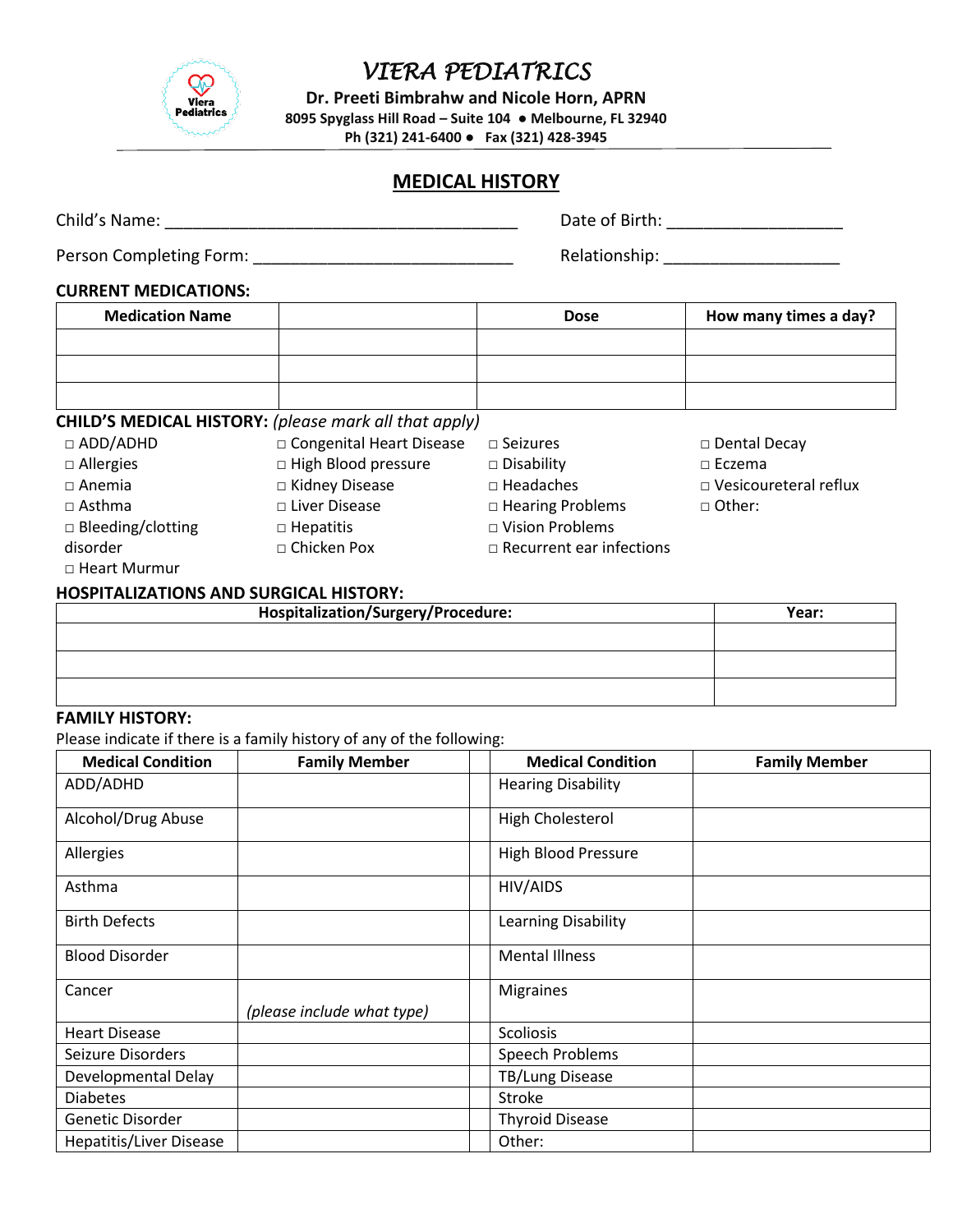# VIERA PEDIATRICS

**Dr. Preeti Bimbrahw and Nicole Horn, APRN**
**8095 Spyglass Hill Road – Suite 104 ● Melbourne, FL 32940**
**Ph (321) 241-6400 ● Fax (321) 428-3945**

## MEDICAL HISTORY

Child's Name: ______________________________________ Date of Birth: ___________________

Person Completing Form: ____________________________ Relationship: ___________________

**CURRENT MEDICATIONS:**

| Medication Name | | Dose | How many times a day? |
|---|---|---|---|
| | | | |
| | | | |
| | | | |

**CHILD'S MEDICAL HISTORY:** *(please mark all that apply)*

- □ ADD/ADHD
- □ Allergies
- □ Anemia
- □ Asthma
- □ Bleeding/clotting disorder
- □ Heart Murmur
- □ Congenital Heart Disease
- □ High Blood pressure
- □ Kidney Disease
- □ Liver Disease
- □ Hepatitis
- □ Chicken Pox
- □ Seizures
- □ Disability
- □ Headaches
- □ Hearing Problems
- □ Vision Problems
- □ Recurrent ear infections
- □ Dental Decay
- □ Eczema
- □ Vesicoureteral reflux
- □ Other:

**HOSPITALIZATIONS AND SURGICAL HISTORY:**

| Hospitalization/Surgery/Procedure: | Year: |
|---|---|
| | |
| | |
| | |

**FAMILY HISTORY:**

Please indicate if there is a family history of any of the following:

| Medical Condition | Family Member | | Medical Condition | Family Member |
|---|---|---|---|---|
| ADD/ADHD | | | Hearing Disability | |
| Alcohol/Drug Abuse | | | High Cholesterol | |
| Allergies | | | High Blood Pressure | |
| Asthma | | | HIV/AIDS | |
| Birth Defects | | | Learning Disability | |
| Blood Disorder | | | Mental Illness | |
| Cancer | *(please include what type)* | | Migraines | |
| Heart Disease | | | Scoliosis | |
| Seizure Disorders | | | Speech Problems | |
| Developmental Delay | | | TB/Lung Disease | |
| Diabetes | | | Stroke | |
| Genetic Disorder | | | Thyroid Disease | |
| Hepatitis/Liver Disease | | | Other: | |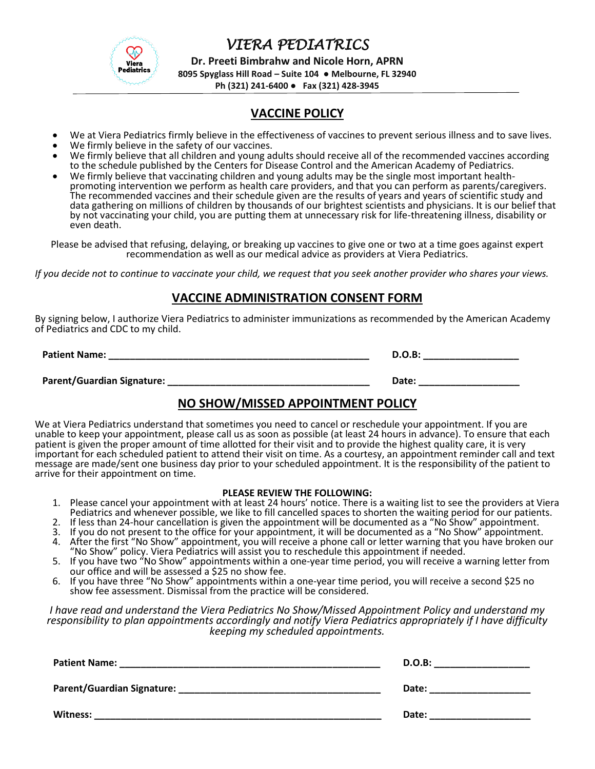# VIERA PEDIATRICS

**Dr. Preeti Bimbrahw and Nicole Horn, APRN**
**8095 Spyglass Hill Road – Suite 104 ● Melbourne, FL 32940**
**Ph (321) 241-6400 ● Fax (321) 428-3945**

## VACCINE POLICY

- We at Viera Pediatrics firmly believe in the effectiveness of vaccines to prevent serious illness and to save lives.
- We firmly believe in the safety of our vaccines.
- We firmly believe that all children and young adults should receive all of the recommended vaccines according to the schedule published by the Centers for Disease Control and the American Academy of Pediatrics.
- We firmly believe that vaccinating children and young adults may be the single most important health-promoting intervention we perform as health care providers, and that you can perform as parents/caregivers. The recommended vaccines and their schedule given are the results of years and years of scientific study and data gathering on millions of children by thousands of our brightest scientists and physicians. It is our belief that by not vaccinating your child, you are putting them at unnecessary risk for life-threatening illness, disability or even death.

Please be advised that refusing, delaying, or breaking up vaccines to give one or two at a time goes against expert recommendation as well as our medical advice as providers at Viera Pediatrics.

*If you decide not to continue to vaccinate your child, we request that you seek another provider who shares your views.*

## VACCINE ADMINISTRATION CONSENT FORM

By signing below, I authorize Viera Pediatrics to administer immunizations as recommended by the American Academy of Pediatrics and CDC to my child.

**Patient Name:** ____________________________________________ **D.O.B:** ________________

**Parent/Guardian Signature:** ________________________________ **Date:** ________________

## NO SHOW/MISSED APPOINTMENT POLICY

We at Viera Pediatrics understand that sometimes you need to cancel or reschedule your appointment. If you are unable to keep your appointment, please call us as soon as possible (at least 24 hours in advance). To ensure that each patient is given the proper amount of time allotted for their visit and to provide the highest quality care, it is very important for each scheduled patient to attend their visit on time. As a courtesy, an appointment reminder call and text message are made/sent one business day prior to your scheduled appointment. It is the responsibility of the patient to arrive for their appointment on time.

**PLEASE REVIEW THE FOLLOWING:**

1. Please cancel your appointment with at least 24 hours' notice. There is a waiting list to see the providers at Viera Pediatrics and whenever possible, we like to fill cancelled spaces to shorten the waiting period for our patients.
2. If less than 24-hour cancellation is given the appointment will be documented as a "No Show" appointment.
3. If you do not present to the office for your appointment, it will be documented as a "No Show" appointment.
4. After the first "No Show" appointment, you will receive a phone call or letter warning that you have broken our "No Show" policy. Viera Pediatrics will assist you to reschedule this appointment if needed.
5. If you have two "No Show" appointments within a one-year time period, you will receive a warning letter from our office and will be assessed a $25 no show fee.
6. If you have three "No Show" appointments within a one-year time period, you will receive a second $25 no show fee assessment. Dismissal from the practice will be considered.

*I have read and understand the Viera Pediatrics No Show/Missed Appointment Policy and understand my responsibility to plan appointments accordingly and notify Viera Pediatrics appropriately if I have difficulty keeping my scheduled appointments.*

**Patient Name:** ____________________________________________ **D.O.B:** ________________

**Parent/Guardian Signature:** ________________________________ **Date:** ________________

**Witness:** ________________________________________________ **Date:** ________________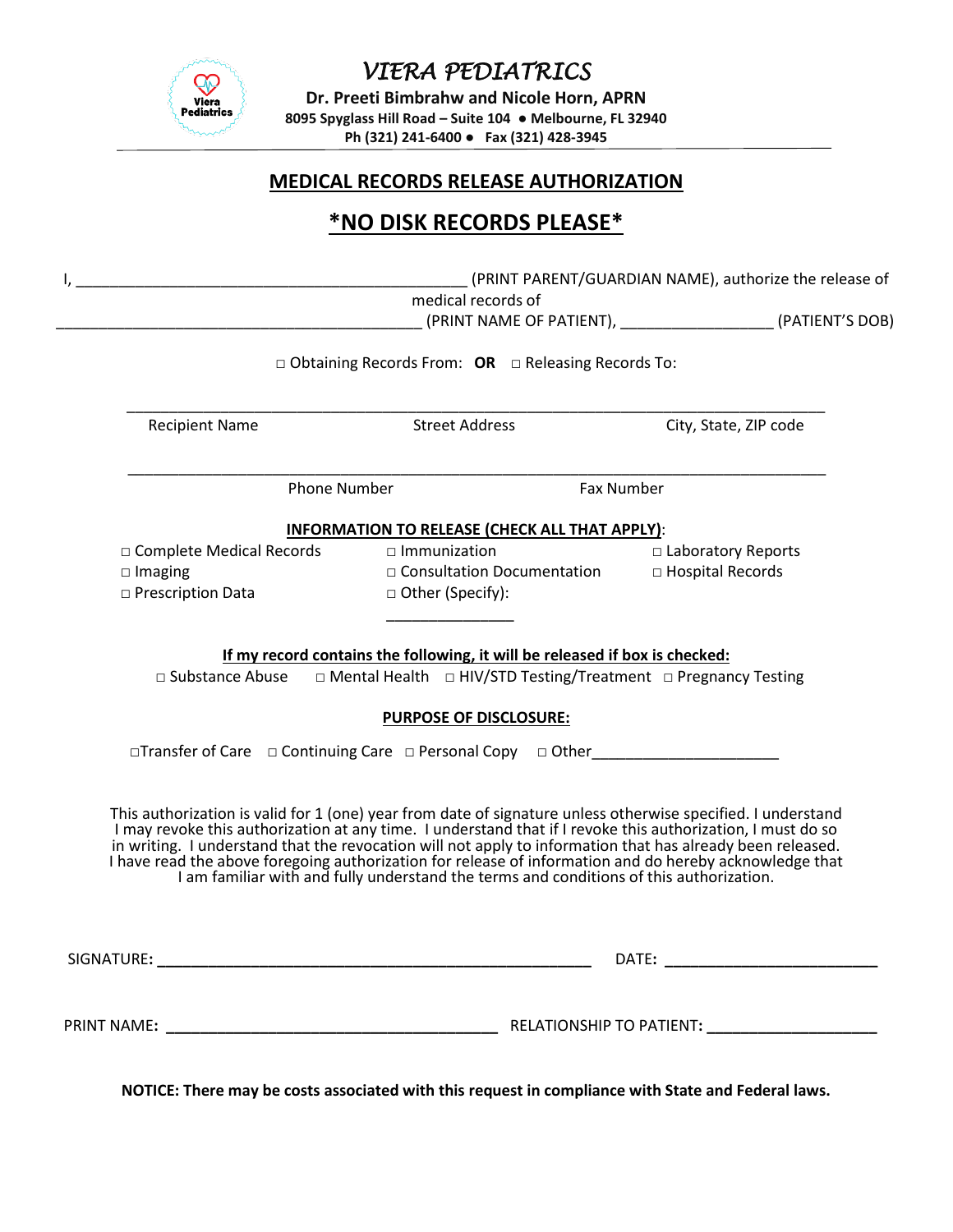# VIERA PEDIATRICS

**Dr. Preeti Bimbrahw and Nicole Horn, APRN**
**8095 Spyglass Hill Road – Suite 104 ● Melbourne, FL 32940**
**Ph (321) 241-6400 ● Fax (321) 428-3945**

## MEDICAL RECORDS RELEASE AUTHORIZATION

## *NO DISK RECORDS PLEASE*

I, _____________________________________________ (PRINT PARENT/GUARDIAN NAME), authorize the release of medical records of
__________________________________________ (PRINT NAME OF PATIENT), _________________ (PATIENT'S DOB)

□ Obtaining Records From: **OR** □ Releasing Records To:

_______________________________________________________________________________
Recipient Name Street Address City, State, ZIP code

_______________________________________________________________________________
Phone Number Fax Number

**INFORMATION TO RELEASE (CHECK ALL THAT APPLY)**:

□ Complete Medical Records □ Immunization □ Laboratory Reports
□ Imaging □ Consultation Documentation □ Hospital Records
□ Prescription Data □ Other (Specify): _______________

**If my record contains the following, it will be released if box is checked:**

□ Substance Abuse □ Mental Health □ HIV/STD Testing/Treatment □ Pregnancy Testing

**PURPOSE OF DISCLOSURE:**

□Transfer of Care □ Continuing Care □ Personal Copy □ Other_____________________

This authorization is valid for 1 (one) year from date of signature unless otherwise specified. I understand I may revoke this authorization at any time. I understand that if I revoke this authorization, I must do so in writing. I understand that the revocation will not apply to information that has already been released. I have read the above foregoing authorization for release of information and do hereby acknowledge that I am familiar with and fully understand the terms and conditions of this authorization.

SIGNATURE: **__________________________________________________** DATE: **________________________**

PRINT NAME: **______________________________________** RELATIONSHIP TO PATIENT: **___________________**

**NOTICE: There may be costs associated with this request in compliance with State and Federal laws.**